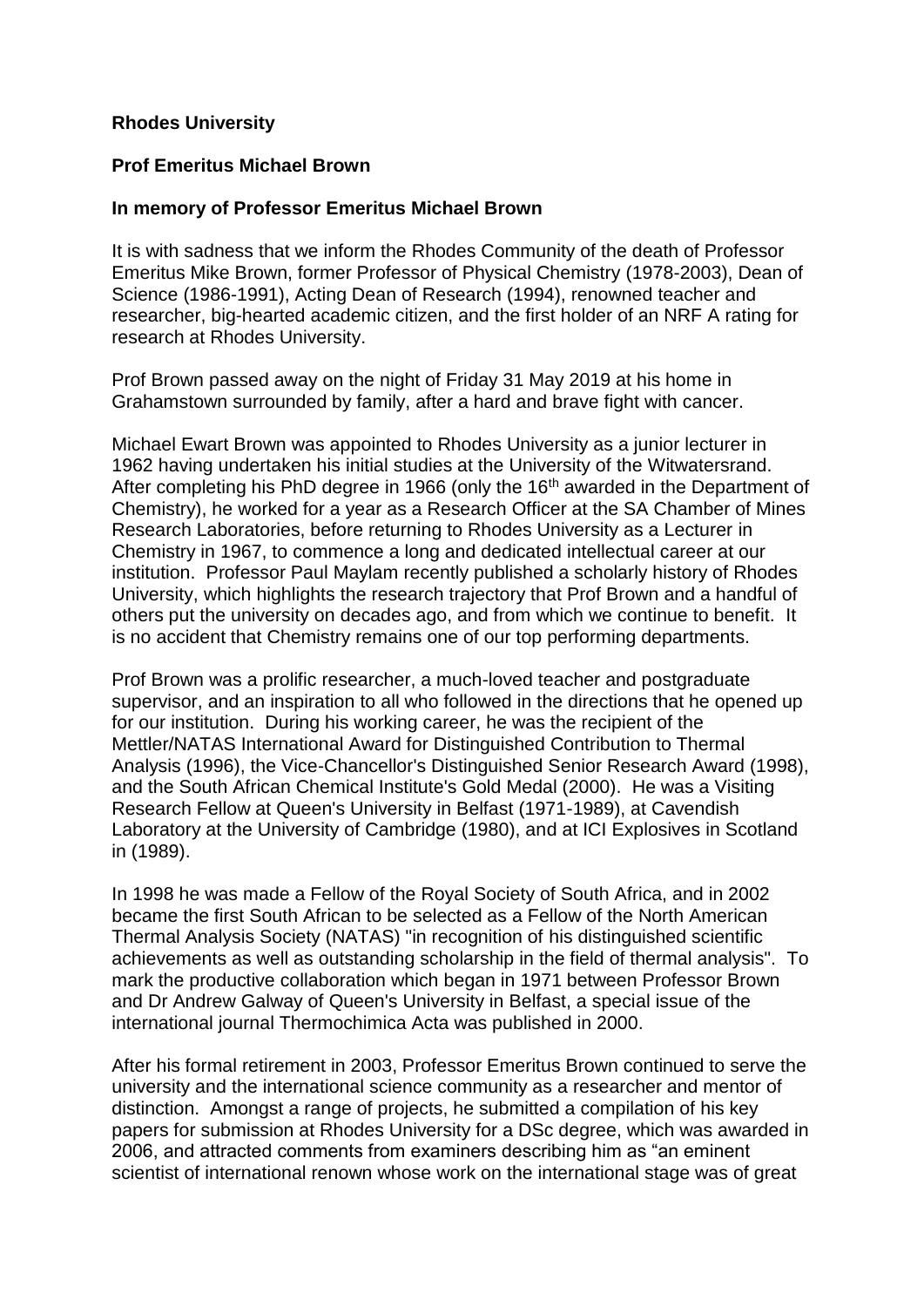**Rhodes University**

**Prof Emeritus Michael Brown**

**In memory of Professor Emeritus Michael Brown**

It is with sadness that we inform the Rhodes Community of the death of Professor Emeritus Mike Brown, former Professor of Physical Chemistry (1978-2003), Dean of Science (1986-1991), Acting Dean of Research (1994), renowned teacher and researcher, big-hearted academic citizen, and the first holder of an NRF A rating for research at Rhodes University.

Prof Brown passed away on the night of Friday 31 May 2019 at his home in Grahamstown surrounded by family, after a hard and brave fight with cancer.

Michael Ewart Brown was appointed to Rhodes University as a junior lecturer in 1962 having undertaken his initial studies at the University of the Witwatersrand. After completing his PhD degree in 1966 (only the 16th awarded in the Department of Chemistry), he worked for a year as a Research Officer at the SA Chamber of Mines Research Laboratories, before returning to Rhodes University as a Lecturer in Chemistry in 1967, to commence a long and dedicated intellectual career at our institution. Professor Paul Maylam recently published a scholarly history of Rhodes University, which highlights the research trajectory that Prof Brown and a handful of others put the university on decades ago, and from which we continue to benefit. It is no accident that Chemistry remains one of our top performing departments.

Prof Brown was a prolific researcher, a much-loved teacher and postgraduate supervisor, and an inspiration to all who followed in the directions that he opened up for our institution. During his working career, he was the recipient of the Mettler/NATAS International Award for Distinguished Contribution to Thermal Analysis (1996), the Vice-Chancellor's Distinguished Senior Research Award (1998), and the South African Chemical Institute's Gold Medal (2000). He was a Visiting Research Fellow at Queen's University in Belfast (1971-1989), at Cavendish Laboratory at the University of Cambridge (1980), and at ICI Explosives in Scotland in (1989).

In 1998 he was made a Fellow of the Royal Society of South Africa, and in 2002 became the first South African to be selected as a Fellow of the North American Thermal Analysis Society (NATAS) "in recognition of his distinguished scientific achievements as well as outstanding scholarship in the field of thermal analysis". To mark the productive collaboration which began in 1971 between Professor Brown and Dr Andrew Galway of Queen's University in Belfast, a special issue of the international journal Thermochimica Acta was published in 2000.

After his formal retirement in 2003, Professor Emeritus Brown continued to serve the university and the international science community as a researcher and mentor of distinction. Amongst a range of projects, he submitted a compilation of his key papers for submission at Rhodes University for a DSc degree, which was awarded in 2006, and attracted comments from examiners describing him as "an eminent scientist of international renown whose work on the international stage was of great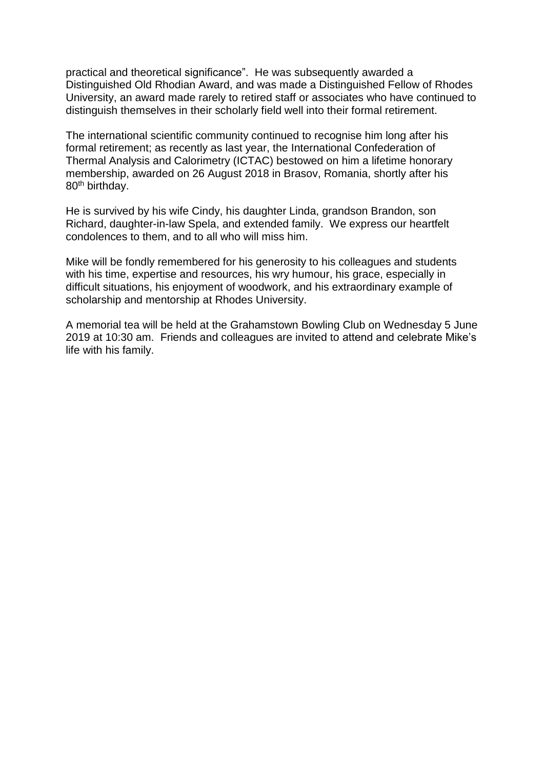practical and theoretical significance". He was subsequently awarded a Distinguished Old Rhodian Award, and was made a Distinguished Fellow of Rhodes University, an award made rarely to retired staff or associates who have continued to distinguish themselves in their scholarly field well into their formal retirement.

The international scientific community continued to recognise him long after his formal retirement; as recently as last year, the International Confederation of Thermal Analysis and Calorimetry (ICTAC) bestowed on him a lifetime honorary membership, awarded on 26 August 2018 in Brasov, Romania, shortly after his 80th birthday.

He is survived by his wife Cindy, his daughter Linda, grandson Brandon, son Richard, daughter-in-law Spela, and extended family. We express our heartfelt condolences to them, and to all who will miss him.

Mike will be fondly remembered for his generosity to his colleagues and students with his time, expertise and resources, his wry humour, his grace, especially in difficult situations, his enjoyment of woodwork, and his extraordinary example of scholarship and mentorship at Rhodes University.

A memorial tea will be held at the Grahamstown Bowling Club on Wednesday 5 June 2019 at 10:30 am. Friends and colleagues are invited to attend and celebrate Mike's life with his family.